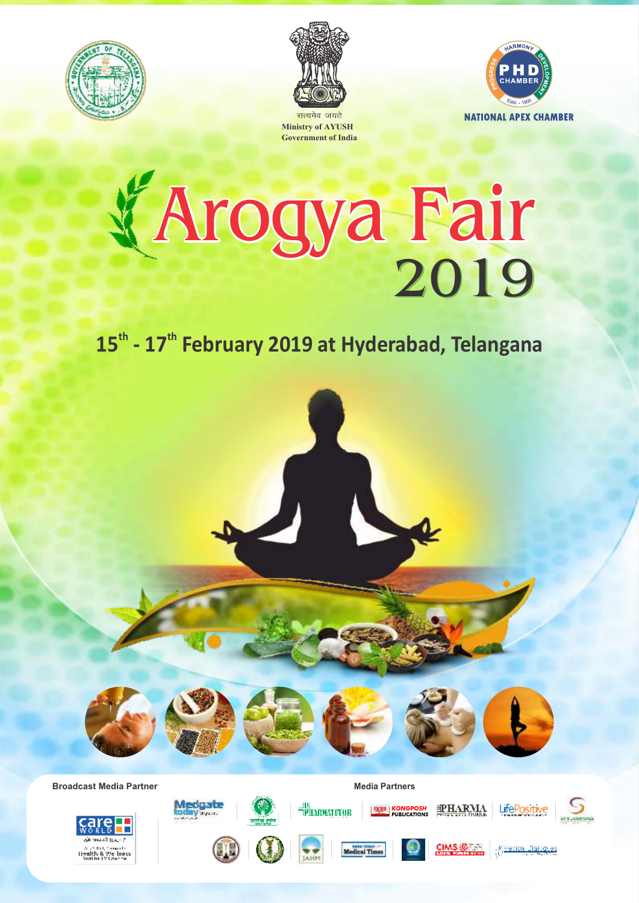सत्यमेव जयते
Ministry of AYUSH
Government of India

NATIONAL APEX CHAMBER

# Arogya Fair 2019

## 15th - 17th February 2019 at Hyderabad, Telangana

**Broadcast Media Partner**

**Media Partners**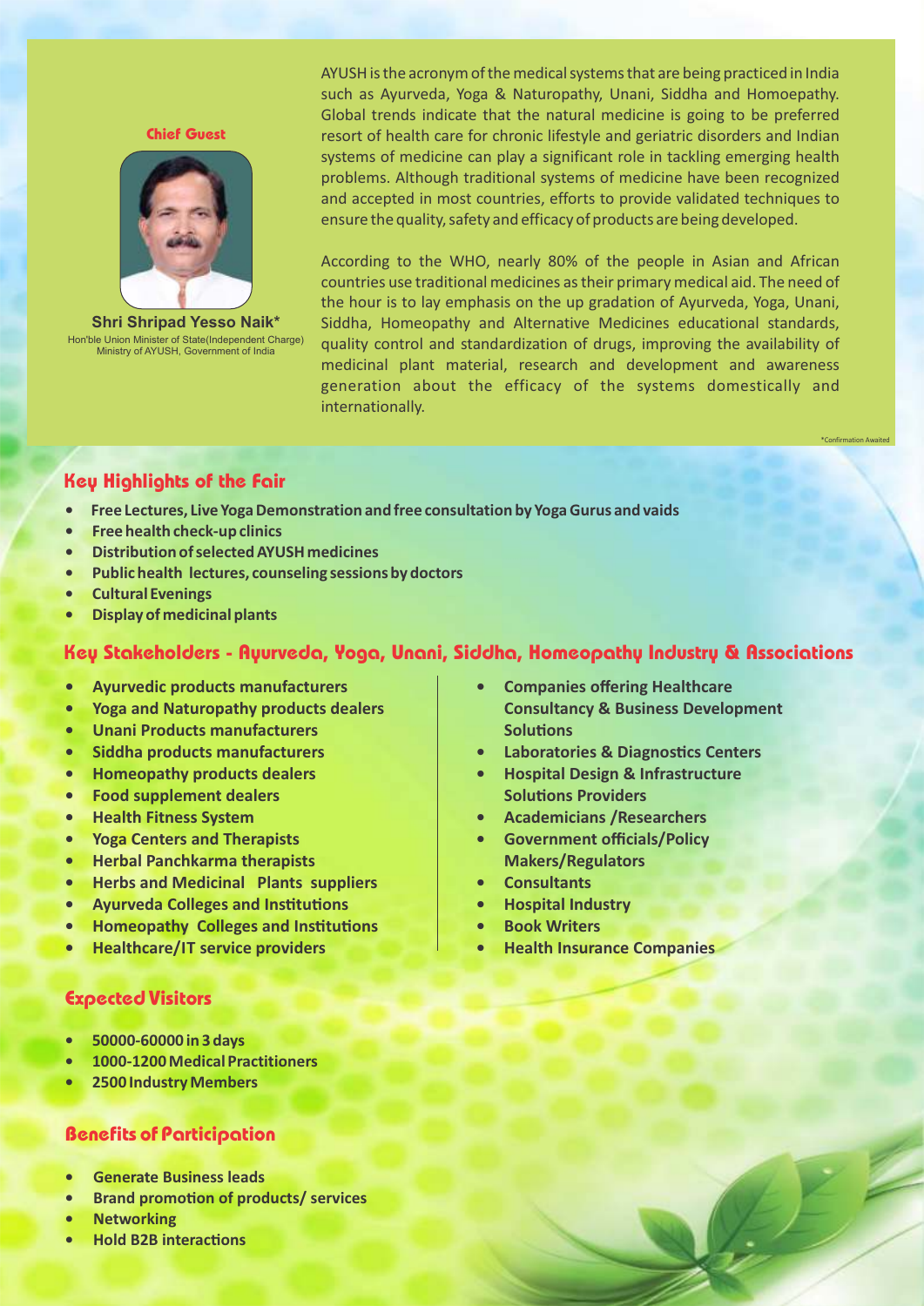**Chief Guest**

**Shri Shripad Yesso Naik***
Hon'ble Union Minister of State(Independent Charge)
Ministry of AYUSH, Government of India

AYUSH is the acronym of the medical systems that are being practiced in India such as Ayurveda, Yoga & Naturopathy, Unani, Siddha and Homoepathy. Global trends indicate that the natural medicine is going to be preferred resort of health care for chronic lifestyle and geriatric disorders and Indian systems of medicine can play a significant role in tackling emerging health problems. Although traditional systems of medicine have been recognized and accepted in most countries, efforts to provide validated techniques to ensure the quality, safety and efficacy of products are being developed.

According to the WHO, nearly 80% of the people in Asian and African countries use traditional medicines as their primary medical aid. The need of the hour is to lay emphasis on the up gradation of Ayurveda, Yoga, Unani, Siddha, Homeopathy and Alternative Medicines educational standards, quality control and standardization of drugs, improving the availability of medicinal plant material, research and development and awareness generation about the efficacy of the systems domestically and internationally.

*Confirmation Awaited

## Key Highlights of the Fair

- **Free Lectures, Live Yoga Demonstration and free consultation by Yoga Gurus and vaids**
- **Free health check-up clinics**
- **Distribution of selected AYUSH medicines**
- **Public health lectures, counseling sessions by doctors**
- **Cultural Evenings**
- **Display of medicinal plants**

## Key Stakeholders - Ayurveda, Yoga, Unani, Siddha, Homeopathy Industry & Associations

- **Ayurvedic products manufacturers**
- **Yoga and Naturopathy products dealers**
- **Unani Products manufacturers**
- **Siddha products manufacturers**
- **Homeopathy products dealers**
- **Food supplement dealers**
- **Health Fitness System**
- **Yoga Centers and Therapists**
- **Herbal Panchkarma therapists**
- **Herbs and Medicinal Plants suppliers**
- **Ayurveda Colleges and Institutions**
- **Homeopathy Colleges and Institutions**
- **Healthcare/IT service providers**
- **Companies offering Healthcare Consultancy & Business Development Solutions**
- **Laboratories & Diagnostics Centers**
- **Hospital Design & Infrastructure Solutions Providers**
- **Academicians /Researchers**
- **Government officials/Policy Makers/Regulators**
- **Consultants**
- **Hospital Industry**
- **Book Writers**
- **Health Insurance Companies**

## Expected Visitors

- **50000-60000 in 3 days**
- **1000-1200 Medical Practitioners**
- **2500 Industry Members**

## Benefits of Participation

- **Generate Business leads**
- **Brand promotion of products/ services**
- **Networking**
- **Hold B2B interactions**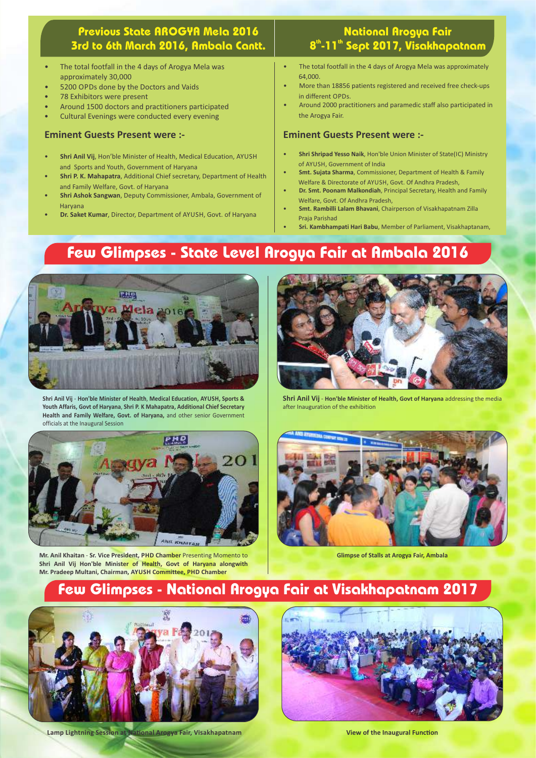## Previous State AROGYA Mela 2016
## 3rd to 6th March 2016, Ambala Cantt.

- The total footfall in the 4 days of Arogya Mela was approximately 30,000
- 5200 OPDs done by the Doctors and Vaids
- 78 Exhibitors were present
- Around 1500 doctors and practitioners participated
- Cultural Evenings were conducted every evening

### Eminent Guests Present were :-

- **Shri Anil Vij**, Hon'ble Minister of Health, Medical Education, AYUSH and Sports and Youth, Government of Haryana
- **Shri P. K. Mahapatra**, Additional Chief secretary, Department of Health and Family Welfare, Govt. of Haryana
- **Shri Ashok Sangwan**, Deputy Commissioner, Ambala, Government of Haryana
- **Dr. Saket Kumar**, Director, Department of AYUSH, Govt. of Haryana

## National Arogya Fair
## 8th-11th Sept 2017, Visakhapatnam

- The total footfall in the 4 days of Arogya Mela was approximately 64,000.
- More than 18856 patients registered and received free check-ups in different OPDs.
- Around 2000 practitioners and paramedic staff also participated in the Arogya Fair.

### Eminent Guests Present were :-

- **Shri Shripad Yesso Naik**, Hon'ble Union Minister of State(IC) Ministry of AYUSH, Government of India
- **Smt. Sujata Sharma**, Commissioner, Department of Health & Family Welfare & Directorate of AYUSH, Govt. Of Andhra Pradesh,
- **Dr. Smt. Poonam Malkondiah**, Principal Secretary, Health and Family Welfare, Govt. Of Andhra Pradesh,
- **Smt. Rambilli Lalam Bhavani**, Chairperson of Visakhapatnam Zilla Praja Parishad
- **Sri. Kambhampati Hari Babu**, Member of Parliament, Visakhaptanam,

## Few Glimpses - State Level Arogya Fair at Ambala 2016

**Shri Anil Vij** - **Hon'ble Minister of Health**, **Medical Education, AYUSH, Sports & Youth Affaris, Govt of Haryana**, **Shri P. K Mahapatra, Additional Chief Secretary Health and Family Welfare, Govt. of Haryana,** and other senior Government officials at the Inaugural Session

**Shri Anil Vij** - **Hon'ble Minister of Health, Govt of Haryana** addressing the media after Inauguration of the exhibition

**Mr. Anil Khaitan** - **Sr. Vice President, PHD Chamber** Presenting Momento to **Shri Anil Vij Hon'ble Minister of Health, Govt of Haryana alongwith Mr. Pradeep Multani, Chairman, AYUSH Committee, PHD Chamber**

**Glimpse of Stalls at Arogya Fair, Ambala**

## Few Glimpses - National Arogya Fair at Visakhapatnam 2017

**Lamp Lightning Session at National Arogya Fair, Visakhapatnam**

**View of the Inaugural Function**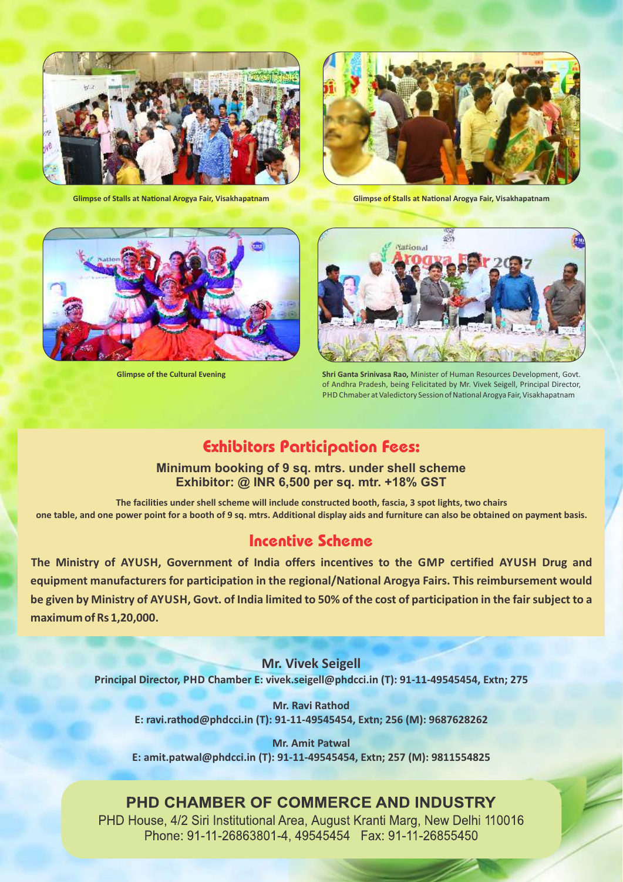Glimpse of Stalls at National Arogya Fair, Visakhapatnam

Glimpse of Stalls at National Arogya Fair, Visakhapatnam

Glimpse of the Cultural Evening

**Shri Ganta Srinivasa Rao,** Minister of Human Resources Development, Govt. of Andhra Pradesh, being Felicitated by Mr. Vivek Seigell, Principal Director, PHD Chmaber at Valedictory Session of National Arogya Fair, Visakhapatnam

## Exhibitors Participation Fees:

**Minimum booking of 9 sq. mtrs. under shell scheme**
**Exhibitor: @ INR 6,500 per sq. mtr. +18% GST**

**The facilities under shell scheme will include constructed booth, fascia, 3 spot lights, two chairs one table, and one power point for a booth of 9 sq. mtrs. Additional display aids and furniture can also be obtained on payment basis.**

## Incentive Scheme

**The Ministry of AYUSH, Government of India offers incentives to the GMP certified AYUSH Drug and equipment manufacturers for participation in the regional/National Arogya Fairs. This reimbursement would be given by Ministry of AYUSH, Govt. of India limited to 50% of the cost of participation in the fair subject to a maximum of Rs 1,20,000.**

**Mr. Vivek Seigell**
**Principal Director, PHD Chamber E: vivek.seigell@phdcci.in (T): 91-11-49545454, Extn; 275**

**Mr. Ravi Rathod**
**E: ravi.rathod@phdcci.in (T): 91-11-49545454, Extn; 256 (M): 9687628262**

**Mr. Amit Patwal**
**E: amit.patwal@phdcci.in (T): 91-11-49545454, Extn; 257 (M): 9811554825**

**PHD CHAMBER OF COMMERCE AND INDUSTRY**
PHD House, 4/2 Siri Institutional Area, August Kranti Marg, New Delhi 110016
Phone: 91-11-26863801-4, 49545454 Fax: 91-11-26855450